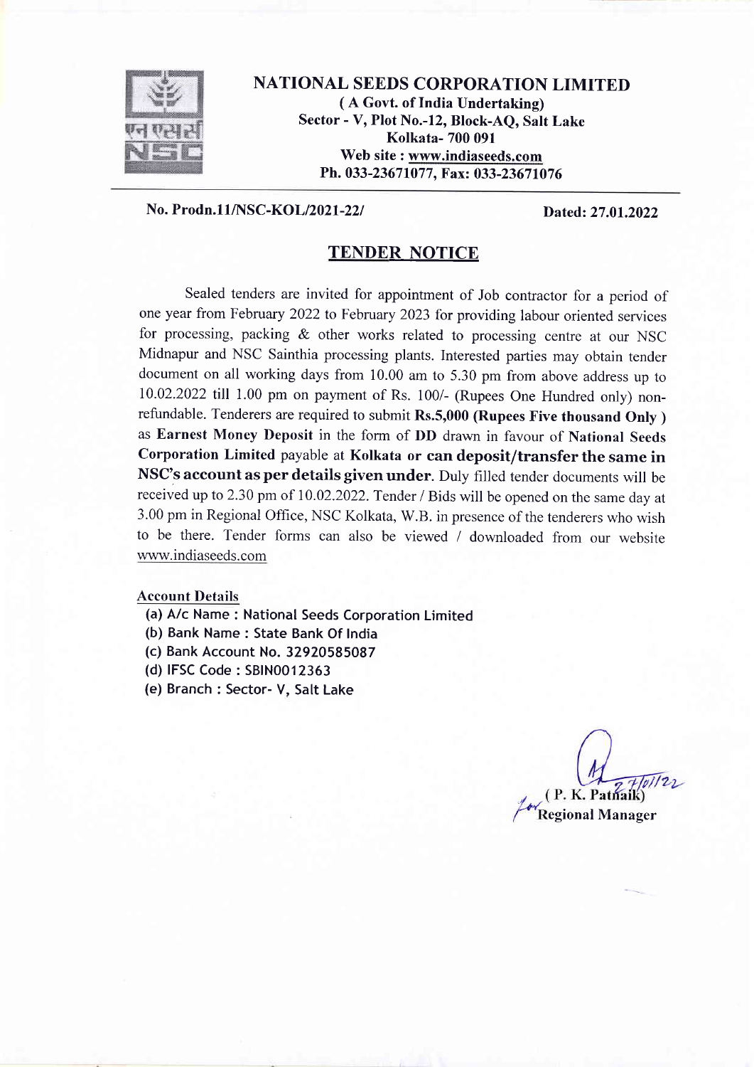# NATIONAL SEEDS CORPORATION LIMITED

**( A Govt. of India Undertaking)**
**Sector - V, Plot No.-12, Block-AQ, Salt Lake**
**Kolkata- 700 091**
**Web site : www.indiaseeds.com**
**Ph. 033-23671077, Fax: 033-23671076**

**No. Prodn.11/NSC-KOL/2021-22/** **Dated: 27.01.2022**

## TENDER NOTICE

Sealed tenders are invited for appointment of Job contractor for a period of one year from February 2022 to February 2023 for providing labour oriented services for processing, packing & other works related to processing centre at our NSC Midnapur and NSC Sainthia processing plants. Interested parties may obtain tender document on all working days from 10.00 am to 5.30 pm from above address up to 10.02.2022 till 1.00 pm on payment of Rs. 100/- (Rupees One Hundred only) non-refundable. Tenderers are required to submit **Rs.5,000 (Rupees Five thousand Only )** as **Earnest Money Deposit** in the form of **DD** drawn in favour of **National Seeds Corporation Limited** payable at **Kolkata or can deposit/transfer the same in NSC's account as per details given under**. Duly filled tender documents will be received up to 2.30 pm of 10.02.2022. Tender / Bids will be opened on the same day at 3.00 pm in Regional Office, NSC Kolkata, W.B. in presence of the tenderers who wish to be there. Tender forms can also be viewed / downloaded from our website www.indiaseeds.com

**Account Details**

(a) A/c Name : National Seeds Corporation Limited
(b) Bank Name : State Bank Of India
(c) Bank Account No. 32920585087
(d) IFSC Code : SBIN0012363
(e) Branch : Sector- V, Salt Lake

27/01/22
For ( P. K. Patnaik)
Regional Manager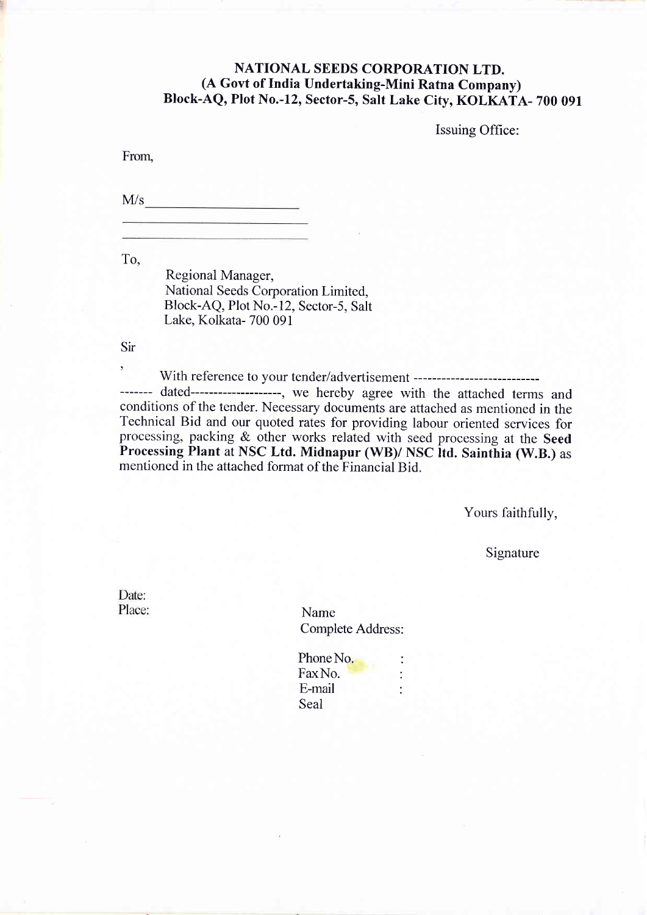**NATIONAL SEEDS CORPORATION LTD.**
**(A Govt of India Undertaking-Mini Ratna Company)**
**Block-AQ, Plot No.-12, Sector-5, Salt Lake City, KOLKATA- 700 091**

Issuing Office:

From,

M/s ______________________

______________________

______________________

To,

Regional Manager,
National Seeds Corporation Limited,
Block-AQ, Plot No.-12, Sector-5, Salt Lake, Kolkata- 700 091

Sir,

With reference to your tender/advertisement --------------------------------- dated--------------------, we hereby agree with the attached terms and conditions of the tender. Necessary documents are attached as mentioned in the Technical Bid and our quoted rates for providing labour oriented services for processing, packing & other works related with seed processing at the **Seed Processing Plant** at **NSC Ltd. Midnapur (WB)/ NSC ltd. Sainthia (W.B.)** as mentioned in the attached format of the Financial Bid.

Yours faithfully,

Signature

Date:
Place:

Name
Complete Address:

Phone No. :
Fax No. :
E-mail :
Seal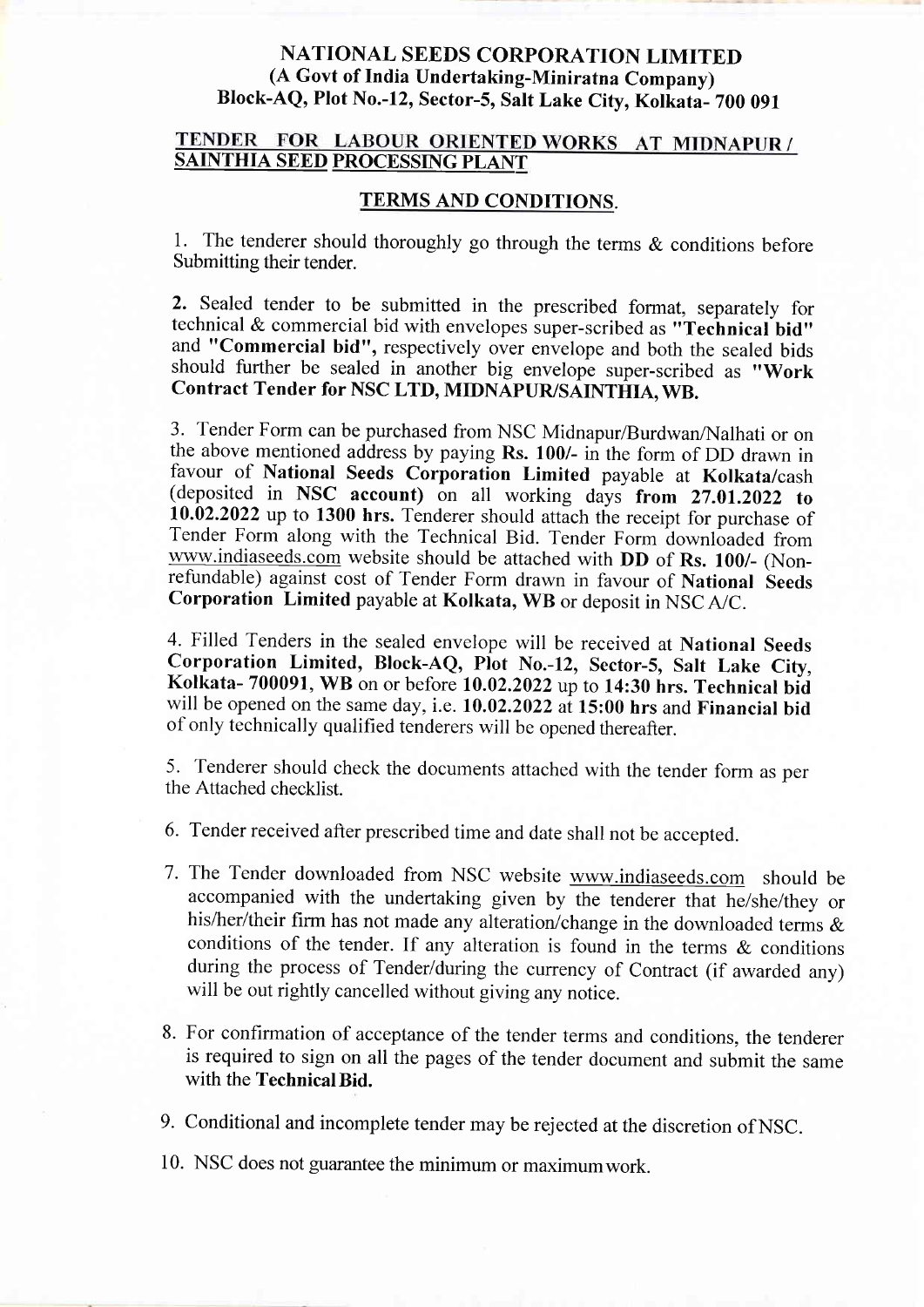# NATIONAL SEEDS CORPORATION LIMITED
## (A Govt of India Undertaking-Miniratna Company)
## Block-AQ, Plot No.-12, Sector-5, Salt Lake City, Kolkata- 700 091

### TENDER FOR LABOUR ORIENTED WORKS AT MIDNAPUR / SAINTHIA SEED PROCESSING PLANT

### TERMS AND CONDITIONS.

1. The tenderer should thoroughly go through the terms & conditions before Submitting their tender.

2. Sealed tender to be submitted in the prescribed format, separately for technical & commercial bid with envelopes super-scribed as **"Technical bid"** and **"Commercial bid"**, respectively over envelope and both the sealed bids should further be sealed in another big envelope super-scribed as **"Work Contract Tender for NSC LTD, MIDNAPUR/SAINTHIA, WB.**

3. Tender Form can be purchased from NSC Midnapur/Burdwan/Nalhati or on the above mentioned address by paying **Rs. 100/-** in the form of DD drawn in favour of **National Seeds Corporation Limited** payable at **Kolkata**/cash (deposited in **NSC account**) on all working days **from 27.01.2022 to 10.02.2022** up to **1300 hrs.** Tenderer should attach the receipt for purchase of Tender Form along with the Technical Bid. Tender Form downloaded from www.indiaseeds.com website should be attached with **DD** of **Rs. 100/-** (Non-refundable) against cost of Tender Form drawn in favour of **National Seeds Corporation Limited** payable at **Kolkata, WB** or deposit in NSC A/C.

4. Filled Tenders in the sealed envelope will be received at **National Seeds Corporation Limited, Block-AQ, Plot No.-12, Sector-5, Salt Lake City, Kolkata- 700091, WB** on or before **10.02.2022** up to **14:30 hrs. Technical bid** will be opened on the same day, i.e. **10.02.2022** at **15:00 hrs** and **Financial bid** of only technically qualified tenderers will be opened thereafter.

5. Tenderer should check the documents attached with the tender form as per the Attached checklist.

6. Tender received after prescribed time and date shall not be accepted.

7. The Tender downloaded from NSC website www.indiaseeds.com should be accompanied with the undertaking given by the tenderer that he/she/they or his/her/their firm has not made any alteration/change in the downloaded terms & conditions of the tender. If any alteration is found in the terms & conditions during the process of Tender/during the currency of Contract (if awarded any) will be out rightly cancelled without giving any notice.

8. For confirmation of acceptance of the tender terms and conditions, the tenderer is required to sign on all the pages of the tender document and submit the same with the **Technical Bid.**

9. Conditional and incomplete tender may be rejected at the discretion of NSC.

10. NSC does not guarantee the minimum or maximum work.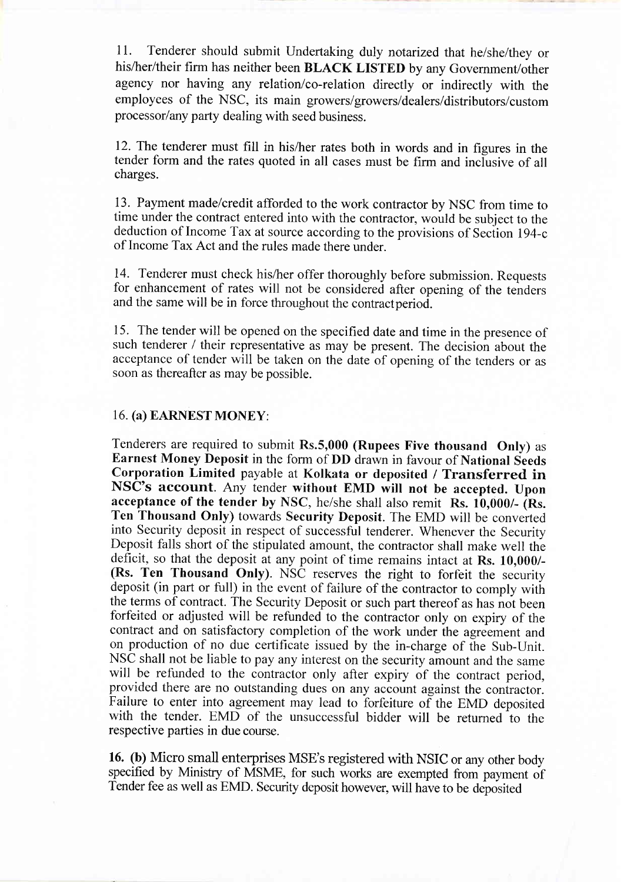11. Tenderer should submit Undertaking duly notarized that he/she/they or his/her/their firm has neither been **BLACK LISTED** by any Government/other agency nor having any relation/co-relation directly or indirectly with the employees of the NSC, its main growers/growers/dealers/distributors/custom processor/any party dealing with seed business.

12. The tenderer must fill in his/her rates both in words and in figures in the tender form and the rates quoted in all cases must be firm and inclusive of all charges.

13. Payment made/credit afforded to the work contractor by NSC from time to time under the contract entered into with the contractor, would be subject to the deduction of Income Tax at source according to the provisions of Section 194-c of Income Tax Act and the rules made there under.

14. Tenderer must check his/her offer thoroughly before submission. Requests for enhancement of rates will not be considered after opening of the tenders and the same will be in force throughout the contractperiod.

15. The tender will be opened on the specified date and time in the presence of such tenderer / their representative as may be present. The decision about the acceptance of tender will be taken on the date of opening of the tenders or as soon as thereafter as may be possible.

16. **(a) EARNEST MONEY**:

Tenderers are required to submit **Rs.5,000 (Rupees Five thousand Only)** as **Earnest Money Deposit** in the form of **DD** drawn in favour of **National Seeds Corporation Limited** payable at **Kolkata or deposited / Transferred in NSC's account**. Any tender **without EMD will not be accepted. Upon acceptance of the tender by** NSC, he/she shall also remit **Rs. 10,000/- (Rs. Ten Thousand Only)** towards **Security Deposit**. The EMD will be converted into Security deposit in respect of successful tenderer. Whenever the Security Deposit falls short of the stipulated amount, the contractor shall make well the deficit, so that the deposit at any point of time remains intact at **Rs. 10,000/- (Rs. Ten Thousand Only)**. NSC reserves the right to forfeit the security deposit (in part or full) in the event of failure of the contractor to comply with the terms of contract. The Security Deposit or such part thereof as has not been forfeited or adjusted will be refunded to the contractor only on expiry of the contract and on satisfactory completion of the work under the agreement and on production of no due certificate issued by the in-charge of the Sub-Unit. NSC shall not be liable to pay any interest on the security amount and the same will be refunded to the contractor only after expiry of the contract period, provided there are no outstanding dues on any account against the contractor. Failure to enter into agreement may lead to forfeiture of the EMD deposited with the tender. EMD of the unsuccessful bidder will be returned to the respective parties in due course.

**16. (b)** Micro small enterprises MSE's registered with NSIC or any other body specified by Ministry of MSME, for such works are exempted from payment of Tender fee as well as EMD. Security deposit however, will have to be deposited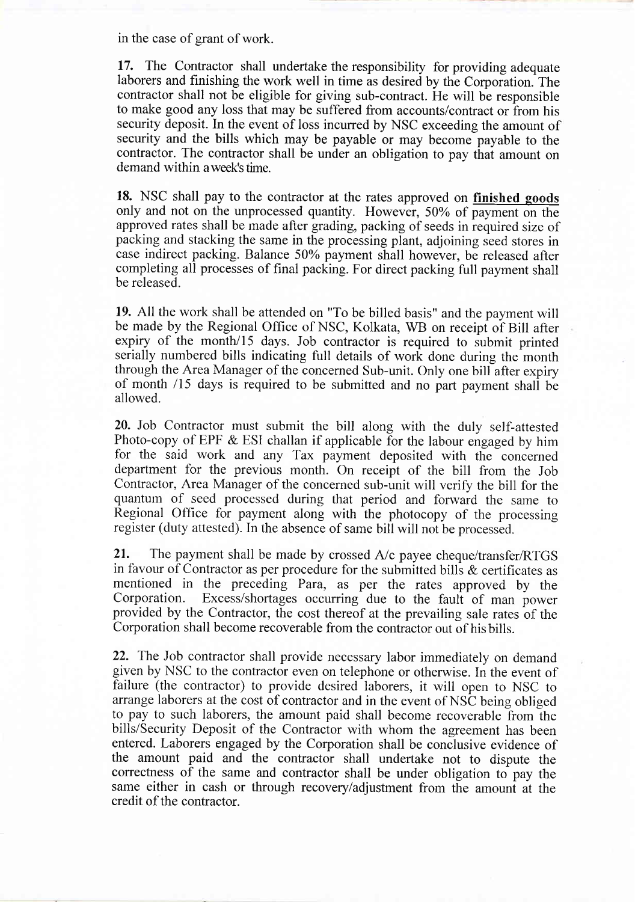in the case of grant of work.

**17.** The Contractor shall undertake the responsibility for providing adequate laborers and finishing the work well in time as desired by the Corporation. The contractor shall not be eligible for giving sub-contract. He will be responsible to make good any loss that may be suffered from accounts/contract or from his security deposit. In the event of loss incurred by NSC exceeding the amount of security and the bills which may be payable or may become payable to the contractor. The contractor shall be under an obligation to pay that amount on demand within a week's time.

**18.** NSC shall pay to the contractor at the rates approved on **finished goods** only and not on the unprocessed quantity. However, 50% of payment on the approved rates shall be made after grading, packing of seeds in required size of packing and stacking the same in the processing plant, adjoining seed stores in case indirect packing. Balance 50% payment shall however, be released after completing all processes of final packing. For direct packing full payment shall be released.

**19.** All the work shall be attended on "To be billed basis" and the payment will be made by the Regional Office of NSC, Kolkata, WB on receipt of Bill after expiry of the month/15 days. Job contractor is required to submit printed serially numbered bills indicating full details of work done during the month through the Area Manager of the concerned Sub-unit. Only one bill after expiry of month /15 days is required to be submitted and no part payment shall be allowed.

**20.** Job Contractor must submit the bill along with the duly self-attested Photo-copy of EPF & ESI challan if applicable for the labour engaged by him for the said work and any Tax payment deposited with the concerned department for the previous month. On receipt of the bill from the Job Contractor, Area Manager of the concerned sub-unit will verify the bill for the quantum of seed processed during that period and forward the same to Regional Office for payment along with the photocopy of the processing register (duty attested). In the absence of same bill will not be processed.

**21.** The payment shall be made by crossed A/c payee cheque/transfer/RTGS in favour of Contractor as per procedure for the submitted bills & certificates as mentioned in the preceding Para, as per the rates approved by the Corporation. Excess/shortages occurring due to the fault of man power provided by the Contractor, the cost thereof at the prevailing sale rates of the Corporation shall become recoverable from the contractor out of his bills.

**22.** The Job contractor shall provide necessary labor immediately on demand given by NSC to the contractor even on telephone or otherwise. In the event of failure (the contractor) to provide desired laborers, it will open to NSC to arrange laborers at the cost of contractor and in the event of NSC being obliged to pay to such laborers, the amount paid shall become recoverable from the bills/Security Deposit of the Contractor with whom the agreement has been entered. Laborers engaged by the Corporation shall be conclusive evidence of the amount paid and the contractor shall undertake not to dispute the correctness of the same and contractor shall be under obligation to pay the same either in cash or through recovery/adjustment from the amount at the credit of the contractor.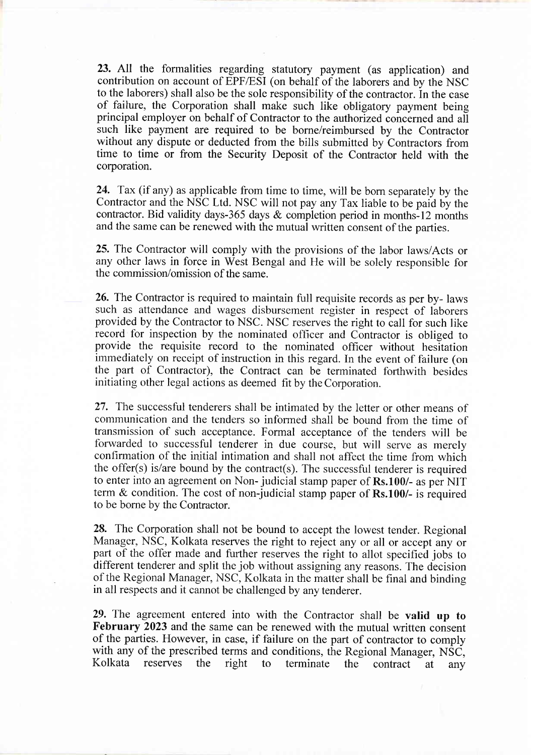**23.** All the formalities regarding statutory payment (as application) and contribution on account of EPF/ESI (on behalf of the laborers and by the NSC to the laborers) shall also be the sole responsibility of the contractor. In the case of failure, the Corporation shall make such like obligatory payment being principal employer on behalf of Contractor to the authorized concerned and all such like payment are required to be borne/reimbursed by the Contractor without any dispute or deducted from the bills submitted by Contractors from time to time or from the Security Deposit of the Contractor held with the corporation.

**24.** Tax (if any) as applicable from time to time, will be born separately by the Contractor and the NSC Ltd. NSC will not pay any Tax liable to be paid by the contractor. Bid validity days-365 days & completion period in months-12 months and the same can be renewed with the mutual written consent of the parties.

**25.** The Contractor will comply with the provisions of the labor laws/Acts or any other laws in force in West Bengal and He will be solely responsible for the commission/omission of the same.

**26.** The Contractor is required to maintain full requisite records as per by- laws such as attendance and wages disbursement register in respect of laborers provided by the Contractor to NSC. NSC reserves the right to call for such like record for inspection by the nominated officer and Contractor is obliged to provide the requisite record to the nominated officer without hesitation immediately on receipt of instruction in this regard. In the event of failure (on the part of Contractor), the Contract can be terminated forthwith besides initiating other legal actions as deemed fit by the Corporation.

**27.** The successful tenderers shall be intimated by the letter or other means of communication and the tenders so informed shall be bound from the time of transmission of such acceptance. Formal acceptance of the tenders will be forwarded to successful tenderer in due course, but will serve as merely confirmation of the initial intimation and shall not affect the time from which the offer(s) is/are bound by the contract(s). The successful tenderer is required to enter into an agreement on Non- judicial stamp paper of **Rs.100/-** as per NIT term & condition. The cost of non-judicial stamp paper of **Rs.100/-** is required to be borne by the Contractor.

**28.** The Corporation shall not be bound to accept the lowest tender. Regional Manager, NSC, Kolkata reserves the right to reject any or all or accept any or part of the offer made and further reserves the right to allot specified jobs to different tenderer and split the job without assigning any reasons. The decision of the Regional Manager, NSC, Kolkata in the matter shall be final and binding in all respects and it cannot be challenged by any tenderer.

**29.** The agreement entered into with the Contractor shall be **valid up to February 2023** and the same can be renewed with the mutual written consent of the parties. However, in case, if failure on the part of contractor to comply with any of the prescribed terms and conditions, the Regional Manager, NSC, Kolkata reserves the right to terminate the contract at any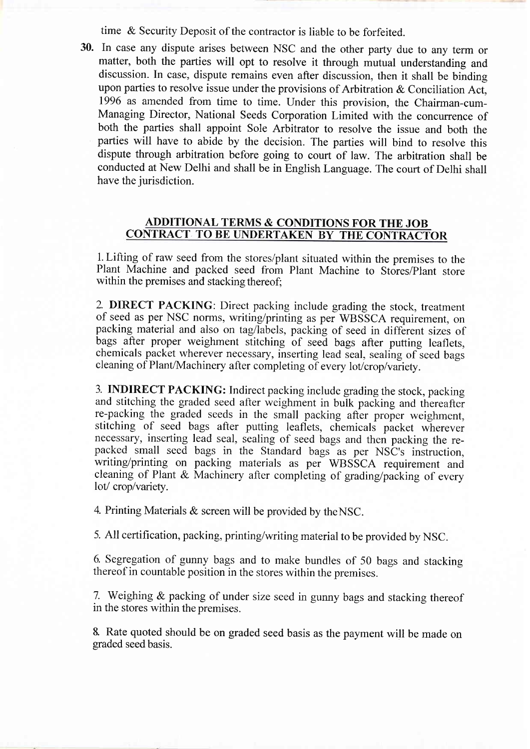time & Security Deposit of the contractor is liable to be forfeited.

30. In case any dispute arises between NSC and the other party due to any term or matter, both the parties will opt to resolve it through mutual understanding and discussion. In case, dispute remains even after discussion, then it shall be binding upon parties to resolve issue under the provisions of Arbitration & Conciliation Act, 1996 as amended from time to time. Under this provision, the Chairman-cum-Managing Director, National Seeds Corporation Limited with the concurrence of both the parties shall appoint Sole Arbitrator to resolve the issue and both the parties will have to abide by the decision. The parties will bind to resolve this dispute through arbitration before going to court of law. The arbitration shall be conducted at New Delhi and shall be in English Language. The court of Delhi shall have the jurisdiction.

## ADDITIONAL TERMS & CONDITIONS FOR THE JOB CONTRACT TO BE UNDERTAKEN BY THE CONTRACTOR

1. Lifting of raw seed from the stores/plant situated within the premises to the Plant Machine and packed seed from Plant Machine to Stores/Plant store within the premises and stacking thereof;

2. **DIRECT PACKING**: Direct packing include grading the stock, treatment of seed as per NSC norms, writing/printing as per WBSSCA requirement, on packing material and also on tag/labels, packing of seed in different sizes of bags after proper weighment stitching of seed bags after putting leaflets, chemicals packet wherever necessary, inserting lead seal, sealing of seed bags cleaning of Plant/Machinery after completing of every lot/crop/variety.

3. **INDIRECT PACKING:** Indirect packing include grading the stock, packing and stitching the graded seed after weighment in bulk packing and thereafter re-packing the graded seeds in the small packing after proper weighment, stitching of seed bags after putting leaflets, chemicals packet wherever necessary, inserting lead seal, sealing of seed bags and then packing the re-packed small seed bags in the Standard bags as per NSC's instruction, writing/printing on packing materials as per WBSSCA requirement and cleaning of Plant & Machinery after completing of grading/packing of every lot/ crop/variety.

4. Printing Materials & screen will be provided by the NSC.

5. All certification, packing, printing/writing material to be provided by NSC.

6. Segregation of gunny bags and to make bundles of 50 bags and stacking thereof in countable position in the stores within the premises.

7. Weighing & packing of under size seed in gunny bags and stacking thereof in the stores within the premises.

8. Rate quoted should be on graded seed basis as the payment will be made on graded seed basis.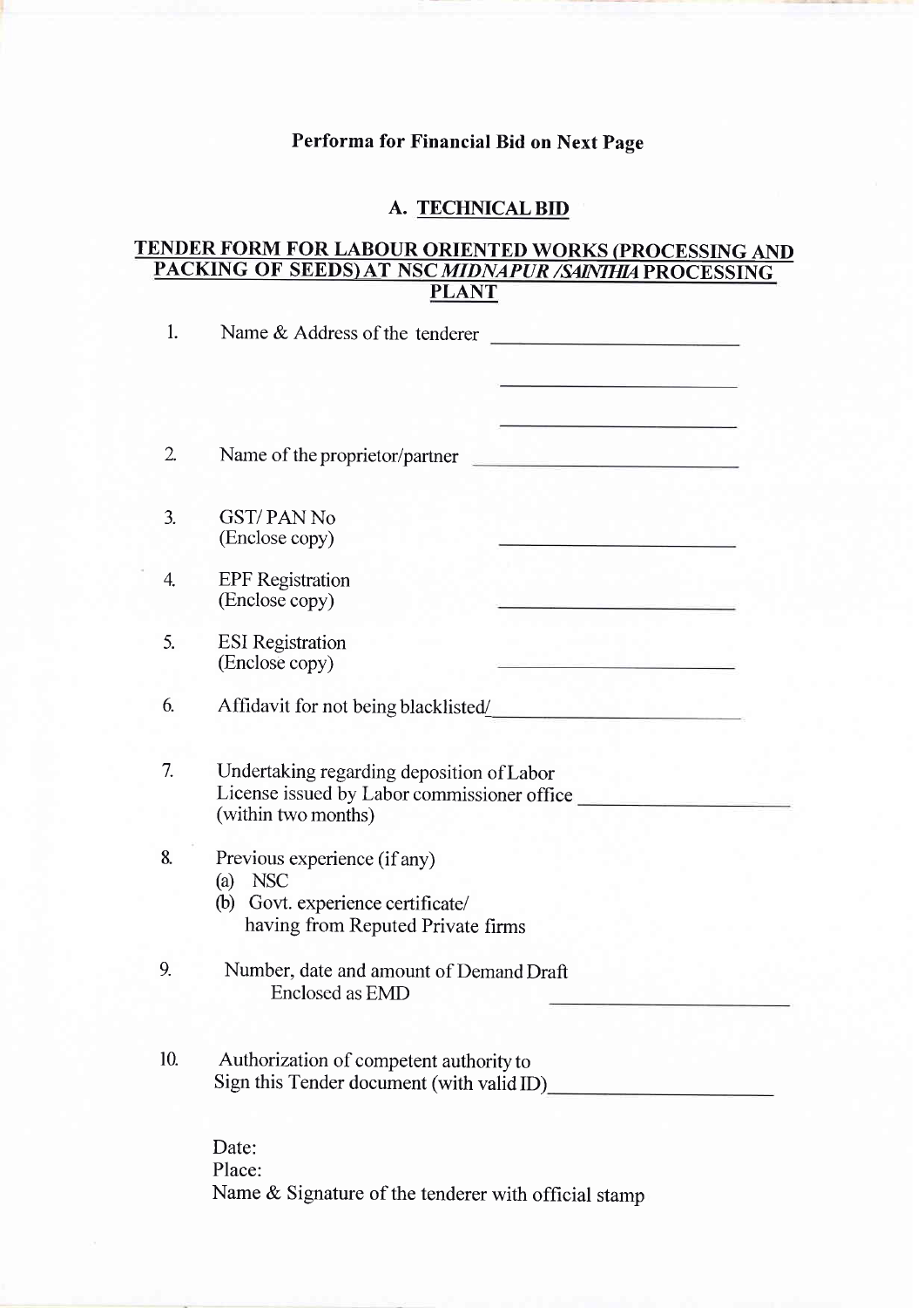**Performa for Financial Bid on Next Page**

## A. TECHNICAL BID

## TENDER FORM FOR LABOUR ORIENTED WORKS (PROCESSING AND PACKING OF SEEDS) AT NSC *MIDNAPUR /SAINTHIA* PROCESSING PLANT

1. Name & Address of the tenderer ________________________

   ________________________

   ________________________

2. Name of the proprietor/partner ________________________

3. GST/ PAN No
   (Enclose copy) ________________________

4. EPF Registration
   (Enclose copy) ________________________

5. ESI Registration
   (Enclose copy) ________________________

6. Affidavit for not being blacklisted/________________________

7. Undertaking regarding deposition of Labor License issued by Labor commissioner office (within two months) ____________________

8. Previous experience (if any)
   (a) NSC
   (b) Govt. experience certificate/ having from Reputed Private firms

9. Number, date and amount of Demand Draft Enclosed as EMD ________________________

10. Authorization of competent authority to Sign this Tender document (with valid ID)______________________

Date:
Place:
Name & Signature of the tenderer with official stamp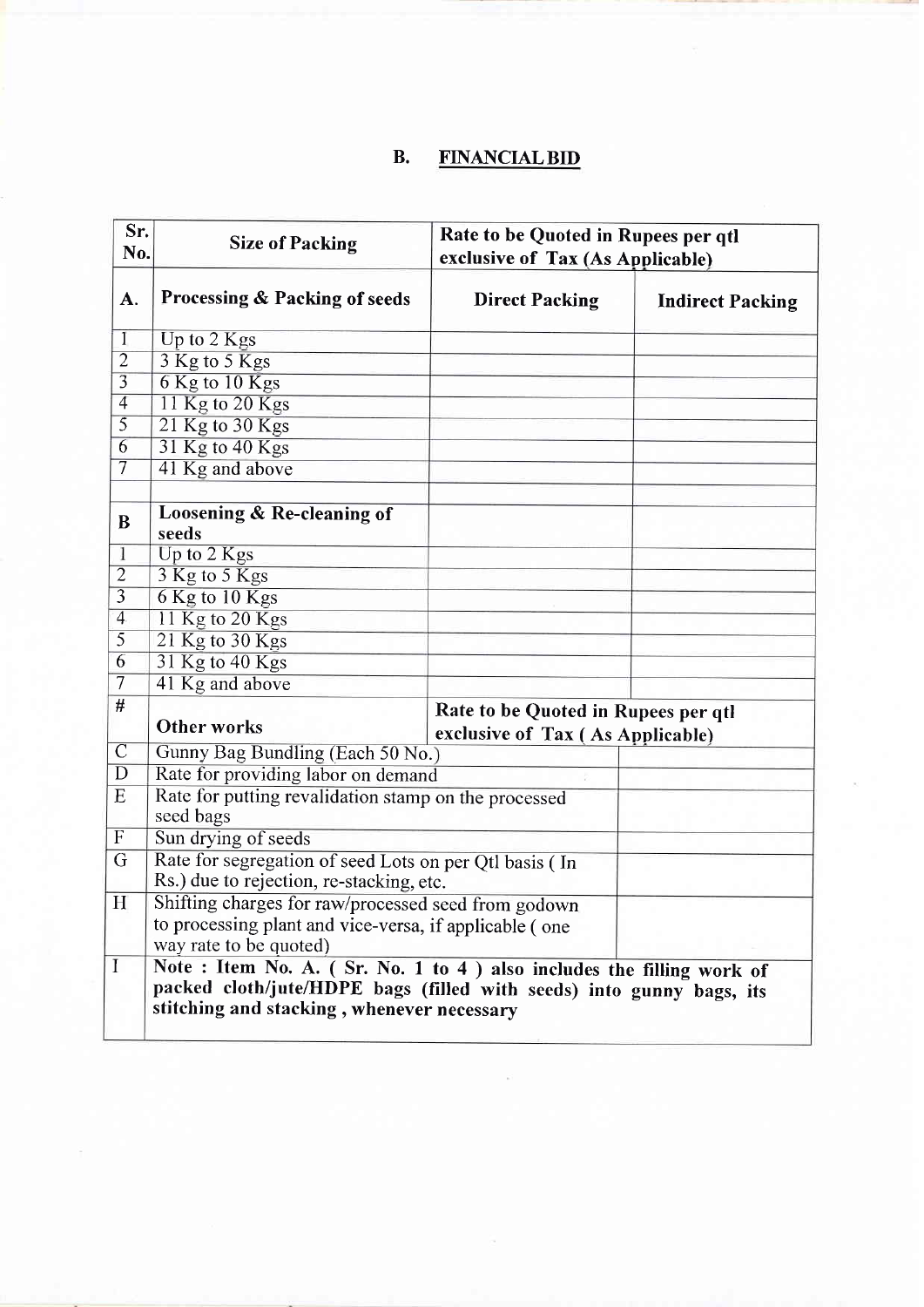## B. FINANCIAL BID

| Sr. No. | Size of Packing | Rate to be Quoted in Rupees per qtl exclusive of Tax (As Applicable) | |
|---|---|---|---|
| **A.** | **Processing & Packing of seeds** | **Direct Packing** | **Indirect Packing** |
| 1 | Up to 2 Kgs | | |
| 2 | 3 Kg to 5 Kgs | | |
| 3 | 6 Kg to 10 Kgs | | |
| 4 | 11 Kg to 20 Kgs | | |
| 5 | 21 Kg to 30 Kgs | | |
| 6 | 31 Kg to 40 Kgs | | |
| 7 | 41 Kg and above | | |
| | | | |
| **B** | **Loosening & Re-cleaning of seeds** | | |
| 1 | Up to 2 Kgs | | |
| 2 | 3 Kg to 5 Kgs | | |
| 3 | 6 Kg to 10 Kgs | | |
| 4 | 11 Kg to 20 Kgs | | |
| 5 | 21 Kg to 30 Kgs | | |
| 6 | 31 Kg to 40 Kgs | | |
| 7 | 41 Kg and above | | |
| # | **Other works** | **Rate to be Quoted in Rupees per qtl exclusive of Tax ( As Applicable)** | |
| C | Gunny Bag Bundling (Each 50 No.) | | |
| D | Rate for providing labor on demand | | |
| E | Rate for putting revalidation stamp on the processed seed bags | | |
| F | Sun drying of seeds | | |
| G | Rate for segregation of seed Lots on per Qtl basis ( In Rs.) due to rejection, re-stacking, etc. | | |
| H | Shifting charges for raw/processed seed from godown to processing plant and vice-versa, if applicable ( one way rate to be quoted) | | |
| I | **Note : Item No. A. ( Sr. No. 1 to 4 ) also includes the filling work of packed cloth/jute/HDPE bags (filled with seeds) into gunny bags, its stitching and stacking , whenever necessary** | | |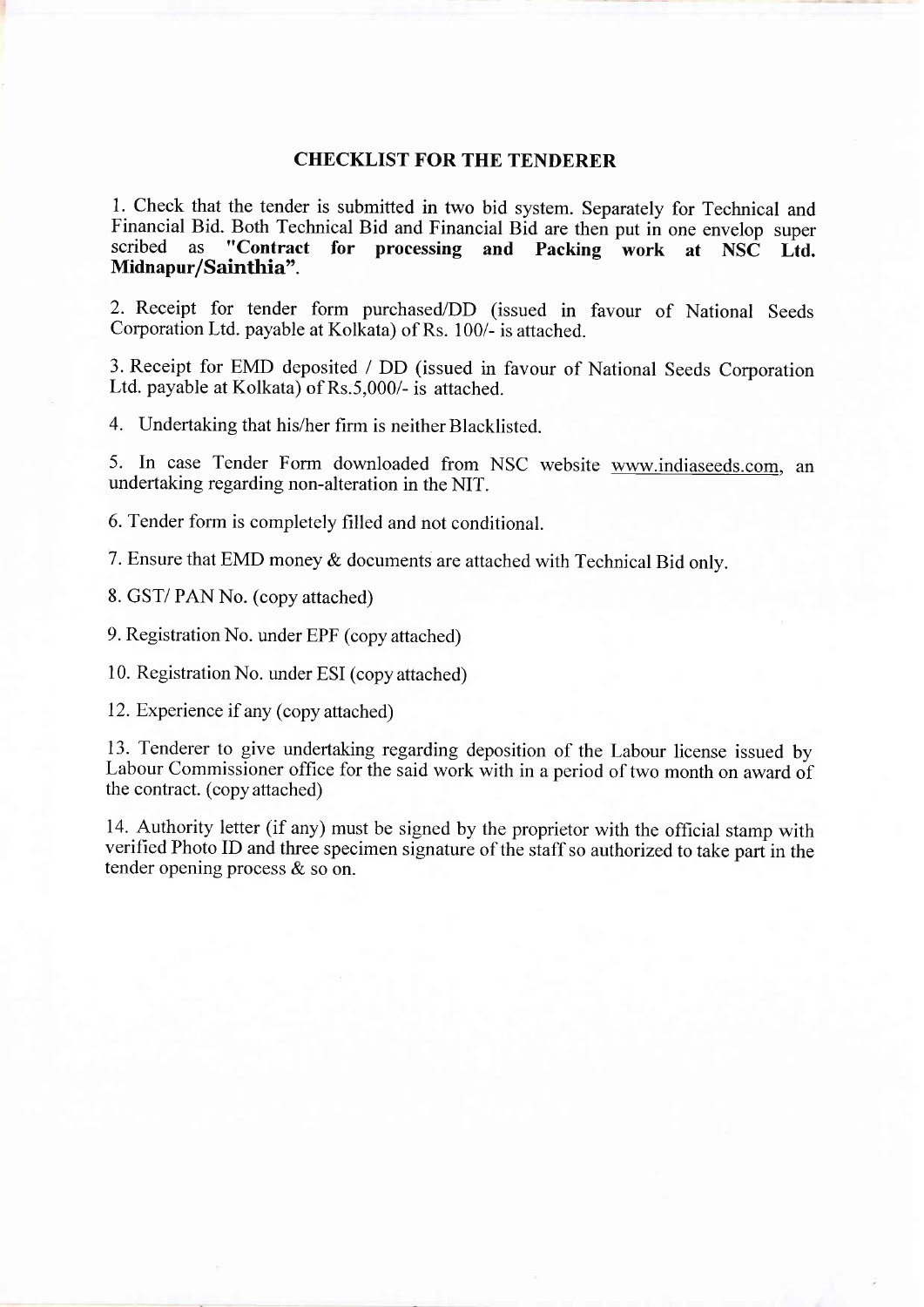## CHECKLIST FOR THE TENDERER

1. Check that the tender is submitted in two bid system. Separately for Technical and Financial Bid. Both Technical Bid and Financial Bid are then put in one envelop super scribed as **"Contract for processing and Packing work at NSC Ltd. Midnapur/Sainthia".**

2. Receipt for tender form purchased/DD (issued in favour of National Seeds Corporation Ltd. payable at Kolkata) of Rs. 100/- is attached.

3. Receipt for EMD deposited / DD (issued in favour of National Seeds Corporation Ltd. payable at Kolkata) of Rs.5,000/- is attached.

4. Undertaking that his/her firm is neither Blacklisted.

5. In case Tender Form downloaded from NSC website www.indiaseeds.com, an undertaking regarding non-alteration in the NIT.

6. Tender form is completely filled and not conditional.

7. Ensure that EMD money & documents are attached with Technical Bid only.

8. GST/ PAN No. (copy attached)

9. Registration No. under EPF (copy attached)

10. Registration No. under ESI (copy attached)

12. Experience if any (copy attached)

13. Tenderer to give undertaking regarding deposition of the Labour license issued by Labour Commissioner office for the said work with in a period of two month on award of the contract. (copy attached)

14. Authority letter (if any) must be signed by the proprietor with the official stamp with verified Photo ID and three specimen signature of the staff so authorized to take part in the tender opening process & so on.